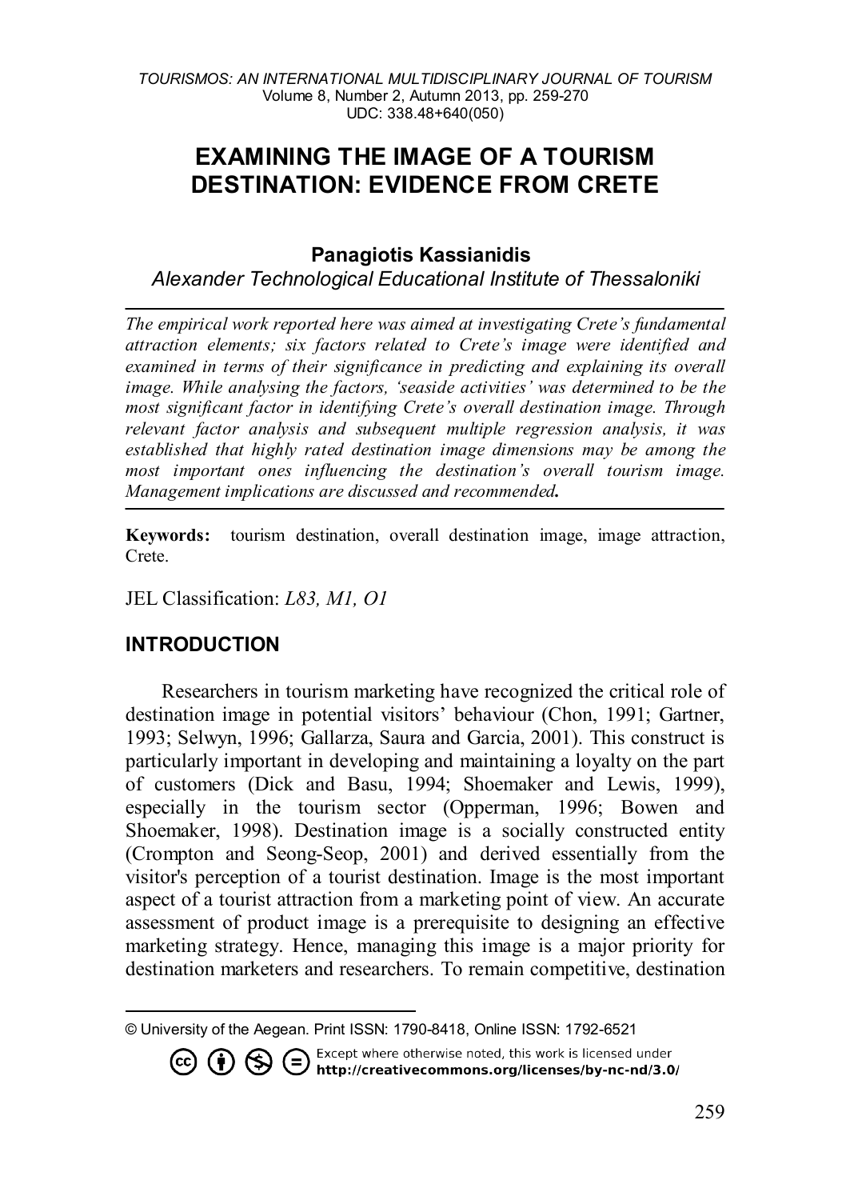# EXAMINING THE IMAGE OF A TOURISM DESTINATION: EVIDENCE FROM CRETE

**Panagiotis Kassianidis**

*Alexander Technological Educational Institute of Thessaloniki*

---

*The empirical work reported here was aimed at investigating Crete's fundamental attraction elements; six factors related to Crete's image were identified and examined in terms of their significance in predicting and explaining its overall image. While analysing the factors, 'seaside activities' was determined to be the most significant factor in identifying Crete's overall destination image. Through relevant factor analysis and subsequent multiple regression analysis, it was established that highly rated destination image dimensions may be among the most important ones influencing the destination's overall tourism image. Management implications are discussed and recommended.*

---

**Keywords:** tourism destination, overall destination image, image attraction, Crete.

JEL Classification: *L83, M1, O1*

## INTRODUCTION

Researchers in tourism marketing have recognized the critical role of destination image in potential visitors' behaviour (Chon, 1991; Gartner, 1993; Selwyn, 1996; Gallarza, Saura and Garcia, 2001). This construct is particularly important in developing and maintaining a loyalty on the part of customers (Dick and Basu, 1994; Shoemaker and Lewis, 1999), especially in the tourism sector (Opperman, 1996; Bowen and Shoemaker, 1998). Destination image is a socially constructed entity (Crompton and Seong-Seop, 2001) and derived essentially from the visitor's perception of a tourist destination. Image is the most important aspect of a tourist attraction from a marketing point of view. An accurate assessment of product image is a prerequisite to designing an effective marketing strategy. Hence, managing this image is a major priority for destination marketers and researchers. To remain competitive, destination

---

© University of the Aegean. Print ISSN: 1790-8418, Online ISSN: 1792-6521

Except where otherwise noted, this work is licensed under **http://creativecommons.org/licenses/by-nc-nd/3.0/**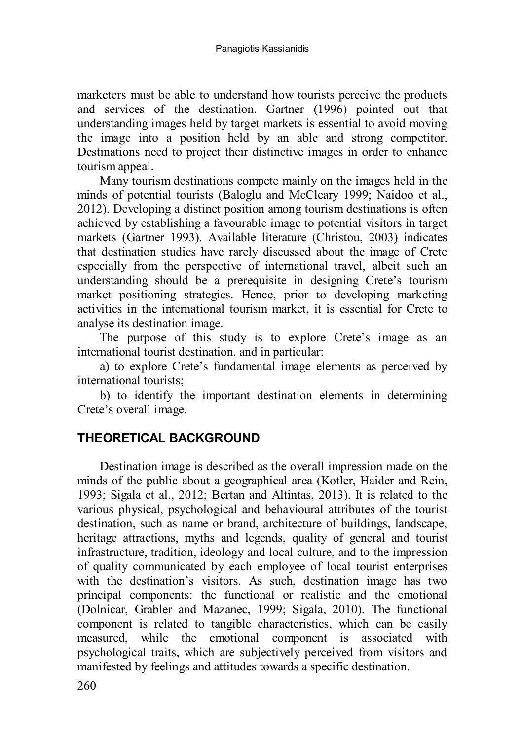marketers must be able to understand how tourists perceive the products and services of the destination. Gartner (1996) pointed out that understanding images held by target markets is essential to avoid moving the image into a position held by an able and strong competitor. Destinations need to project their distinctive images in order to enhance tourism appeal.

Many tourism destinations compete mainly on the images held in the minds of potential tourists (Baloglu and McCleary 1999; Naidoo et al., 2012). Developing a distinct position among tourism destinations is often achieved by establishing a favourable image to potential visitors in target markets (Gartner 1993). Available literature (Christou, 2003) indicates that destination studies have rarely discussed about the image of Crete especially from the perspective of international travel, albeit such an understanding should be a prerequisite in designing Crete's tourism market positioning strategies. Hence, prior to developing marketing activities in the international tourism market, it is essential for Crete to analyse its destination image.

The purpose of this study is to explore Crete's image as an international tourist destination. and in particular:

a) to explore Crete's fundamental image elements as perceived by international tourists;

b) to identify the important destination elements in determining Crete's overall image.

## THEORETICAL BACKGROUND

Destination image is described as the overall impression made on the minds of the public about a geographical area (Kotler, Haider and Rein, 1993; Sigala et al., 2012; Bertan and Altintas, 2013). It is related to the various physical, psychological and behavioural attributes of the tourist destination, such as name or brand, architecture of buildings, landscape, heritage attractions, myths and legends, quality of general and tourist infrastructure, tradition, ideology and local culture, and to the impression of quality communicated by each employee of local tourist enterprises with the destination's visitors. As such, destination image has two principal components: the functional or realistic and the emotional (Dolnicar, Grabler and Mazanec, 1999; Sigala, 2010). The functional component is related to tangible characteristics, which can be easily measured, while the emotional component is associated with psychological traits, which are subjectively perceived from visitors and manifested by feelings and attitudes towards a specific destination.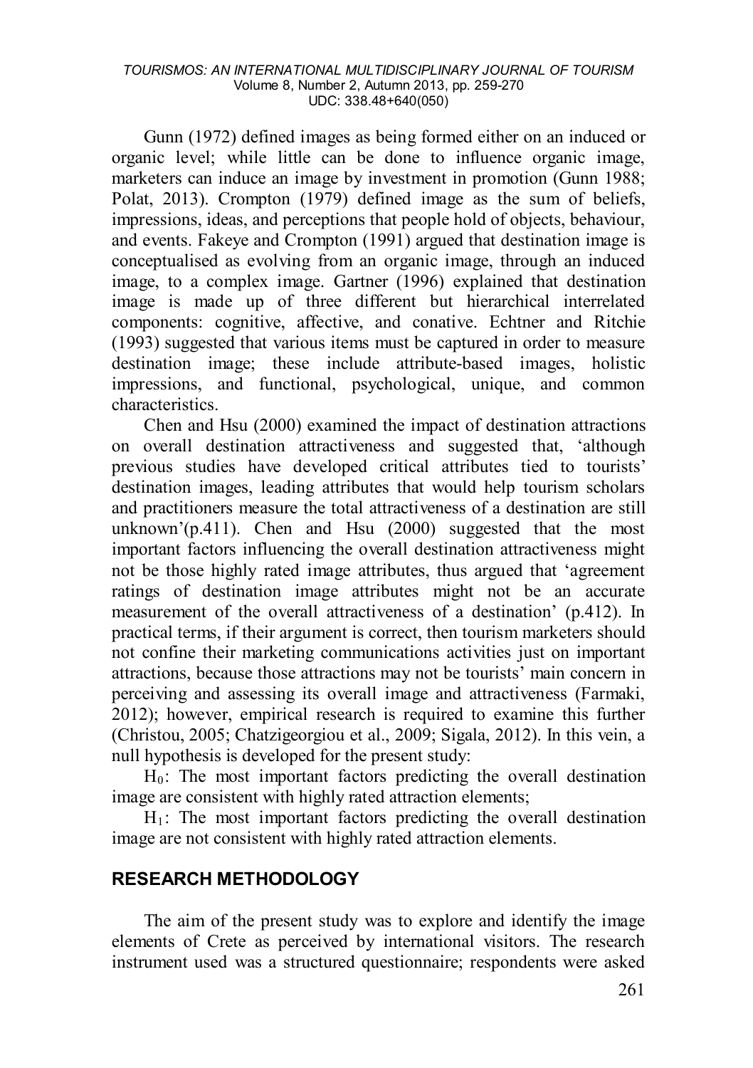Gunn (1972) defined images as being formed either on an induced or organic level; while little can be done to influence organic image, marketers can induce an image by investment in promotion (Gunn 1988; Polat, 2013). Crompton (1979) defined image as the sum of beliefs, impressions, ideas, and perceptions that people hold of objects, behaviour, and events. Fakeye and Crompton (1991) argued that destination image is conceptualised as evolving from an organic image, through an induced image, to a complex image. Gartner (1996) explained that destination image is made up of three different but hierarchical interrelated components: cognitive, affective, and conative. Echtner and Ritchie (1993) suggested that various items must be captured in order to measure destination image; these include attribute-based images, holistic impressions, and functional, psychological, unique, and common characteristics.

Chen and Hsu (2000) examined the impact of destination attractions on overall destination attractiveness and suggested that, 'although previous studies have developed critical attributes tied to tourists' destination images, leading attributes that would help tourism scholars and practitioners measure the total attractiveness of a destination are still unknown'(p.411). Chen and Hsu (2000) suggested that the most important factors influencing the overall destination attractiveness might not be those highly rated image attributes, thus argued that 'agreement ratings of destination image attributes might not be an accurate measurement of the overall attractiveness of a destination' (p.412). In practical terms, if their argument is correct, then tourism marketers should not confine their marketing communications activities just on important attractions, because those attractions may not be tourists' main concern in perceiving and assessing its overall image and attractiveness (Farmaki, 2012); however, empirical research is required to examine this further (Christou, 2005; Chatzigeorgiou et al., 2009; Sigala, 2012). In this vein, a null hypothesis is developed for the present study:

$H_0$: The most important factors predicting the overall destination image are consistent with highly rated attraction elements;

$H_1$: The most important factors predicting the overall destination image are not consistent with highly rated attraction elements.

## RESEARCH METHODOLOGY

The aim of the present study was to explore and identify the image elements of Crete as perceived by international visitors. The research instrument used was a structured questionnaire; respondents were asked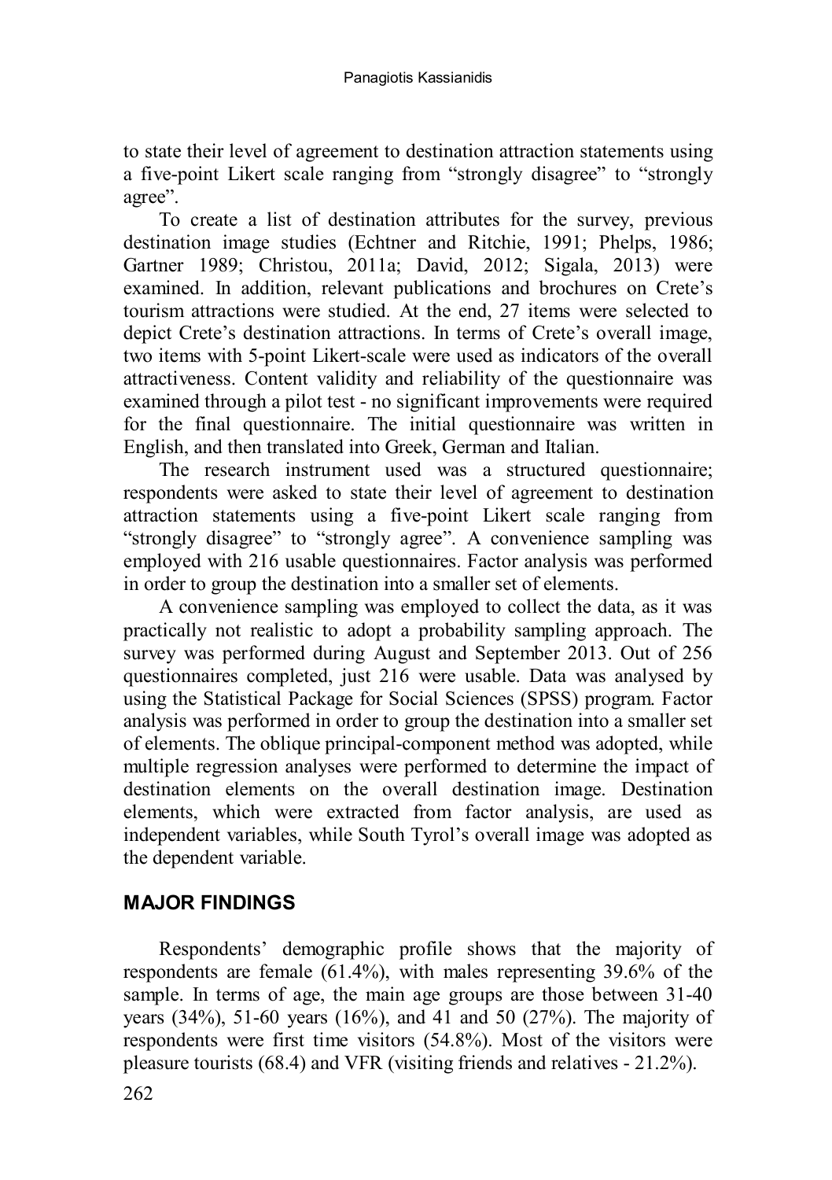to state their level of agreement to destination attraction statements using a five-point Likert scale ranging from "strongly disagree" to "strongly agree".

To create a list of destination attributes for the survey, previous destination image studies (Echtner and Ritchie, 1991; Phelps, 1986; Gartner 1989; Christou, 2011a; David, 2012; Sigala, 2013) were examined. In addition, relevant publications and brochures on Crete's tourism attractions were studied. At the end, 27 items were selected to depict Crete's destination attractions. In terms of Crete's overall image, two items with 5-point Likert-scale were used as indicators of the overall attractiveness. Content validity and reliability of the questionnaire was examined through a pilot test - no significant improvements were required for the final questionnaire. The initial questionnaire was written in English, and then translated into Greek, German and Italian.

The research instrument used was a structured questionnaire; respondents were asked to state their level of agreement to destination attraction statements using a five-point Likert scale ranging from "strongly disagree" to "strongly agree". A convenience sampling was employed with 216 usable questionnaires. Factor analysis was performed in order to group the destination into a smaller set of elements.

A convenience sampling was employed to collect the data, as it was practically not realistic to adopt a probability sampling approach. The survey was performed during August and September 2013. Out of 256 questionnaires completed, just 216 were usable. Data was analysed by using the Statistical Package for Social Sciences (SPSS) program. Factor analysis was performed in order to group the destination into a smaller set of elements. The oblique principal-component method was adopted, while multiple regression analyses were performed to determine the impact of destination elements on the overall destination image. Destination elements, which were extracted from factor analysis, are used as independent variables, while South Tyrol's overall image was adopted as the dependent variable.

## MAJOR FINDINGS

Respondents' demographic profile shows that the majority of respondents are female (61.4%), with males representing 39.6% of the sample. In terms of age, the main age groups are those between 31-40 years (34%), 51-60 years (16%), and 41 and 50 (27%). The majority of respondents were first time visitors (54.8%). Most of the visitors were pleasure tourists (68.4) and VFR (visiting friends and relatives - 21.2%).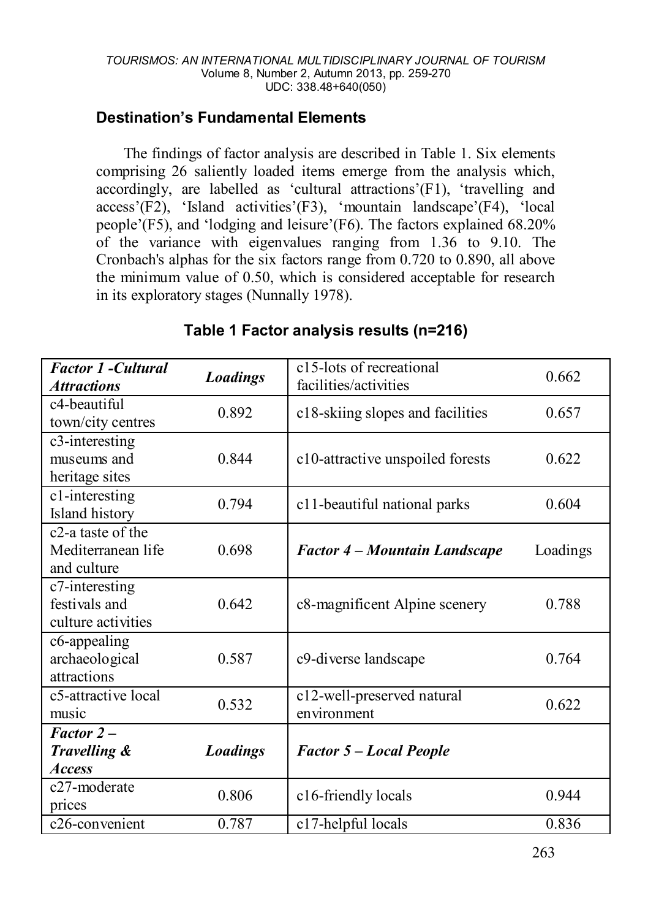## Destination's Fundamental Elements

The findings of factor analysis are described in Table 1. Six elements comprising 26 saliently loaded items emerge from the analysis which, accordingly, are labelled as 'cultural attractions'(F1), 'travelling and access'(F2), 'Island activities'(F3), 'mountain landscape'(F4), 'local people'(F5), and 'lodging and leisure'(F6). The factors explained 68.20% of the variance with eigenvalues ranging from 1.36 to 9.10. The Cronbach's alphas for the six factors range from 0.720 to 0.890, all above the minimum value of 0.50, which is considered acceptable for research in its exploratory stages (Nunnally 1978).

**Table 1 Factor analysis results (n=216)**

| ***Factor 1 -Cultural Attractions*** | ***Loadings*** | c15-lots of recreational facilities/activities | 0.662 |
|---|---|---|---|
| c4-beautiful town/city centres | 0.892 | c18-skiing slopes and facilities | 0.657 |
| c3-interesting museums and heritage sites | 0.844 | c10-attractive unspoiled forests | 0.622 |
| c1-interesting Island history | 0.794 | c11-beautiful national parks | 0.604 |
| c2-a taste of the Mediterranean life and culture | 0.698 | ***Factor 4 – Mountain Landscape*** | Loadings |
| c7-interesting festivals and culture activities | 0.642 | c8-magnificent Alpine scenery | 0.788 |
| c6-appealing archaeological attractions | 0.587 | c9-diverse landscape | 0.764 |
| c5-attractive local music | 0.532 | c12-well-preserved natural environment | 0.622 |
| ***Factor 2 – Travelling & Access*** | ***Loadings*** | ***Factor 5 – Local People*** | |
| c27-moderate prices | 0.806 | c16-friendly locals | 0.944 |
| c26-convenient | 0.787 | c17-helpful locals | 0.836 |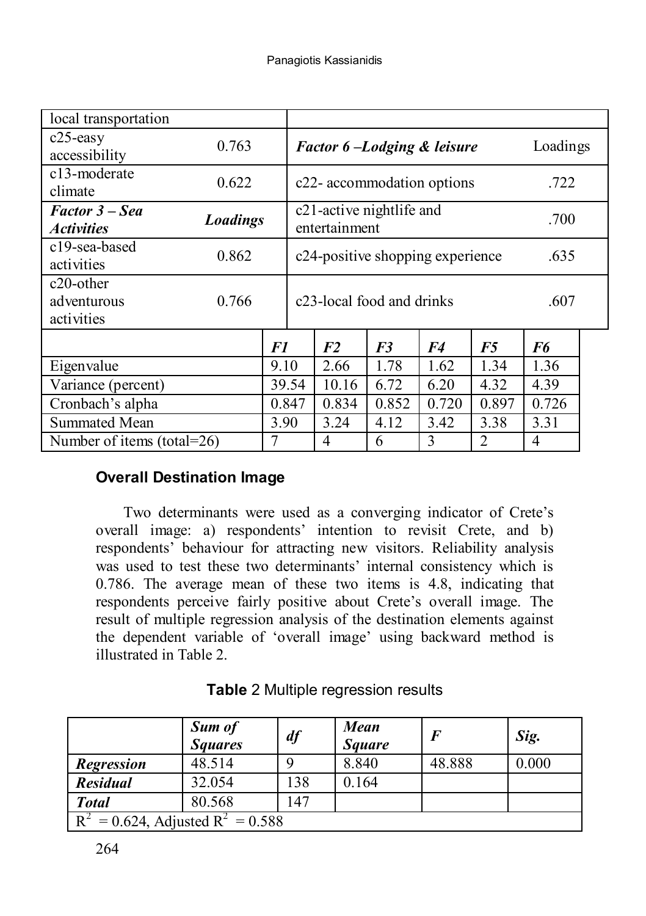| | | | |
|---|---|---|---|
| local transportation | | | |
| c25-easy accessibility | 0.763 | ***Factor 6 –Lodging & leisure*** | Loadings |
| c13-moderate climate | 0.622 | c22- accommodation options | .722 |
| ***Factor 3 – Sea Activities*** | ***Loadings*** | c21-active nightlife and entertainment | .700 |
| c19-sea-based activities | 0.862 | c24-positive shopping experience | .635 |
| c20-other adventurous activities | 0.766 | c23-local food and drinks | .607 |

| | *F1* | *F2* | *F3* | *F4* | *F5* | *F6* |
|---|---|---|---|---|---|---|
| Eigenvalue | 9.10 | 2.66 | 1.78 | 1.62 | 1.34 | 1.36 |
| Variance (percent) | 39.54 | 10.16 | 6.72 | 6.20 | 4.32 | 4.39 |
| Cronbach's alpha | 0.847 | 0.834 | 0.852 | 0.720 | 0.897 | 0.726 |
| Summated Mean | 3.90 | 3.24 | 4.12 | 3.42 | 3.38 | 3.31 |
| Number of items (total=26) | 7 | 4 | 6 | 3 | 2 | 4 |

## Overall Destination Image

Two determinants were used as a converging indicator of Crete's overall image: a) respondents' intention to revisit Crete, and b) respondents' behaviour for attracting new visitors. Reliability analysis was used to test these two determinants' internal consistency which is 0.786. The average mean of these two items is 4.8, indicating that respondents perceive fairly positive about Crete's overall image. The result of multiple regression analysis of the destination elements against the dependent variable of 'overall image' using backward method is illustrated in Table 2.

**Table** 2 Multiple regression results

| | ***Sum of Squares*** | ***df*** | ***Mean Square*** | ***F*** | ***Sig.*** |
|---|---|---|---|---|---|
| ***Regression*** | 48.514 | 9 | 8.840 | 48.888 | 0.000 |
| ***Residual*** | 32.054 | 138 | 0.164 | | |
| ***Total*** | 80.568 | 147 | | | |
| $R^2$ = 0.624, Adjusted $R^2$ = 0.588 | | | | | |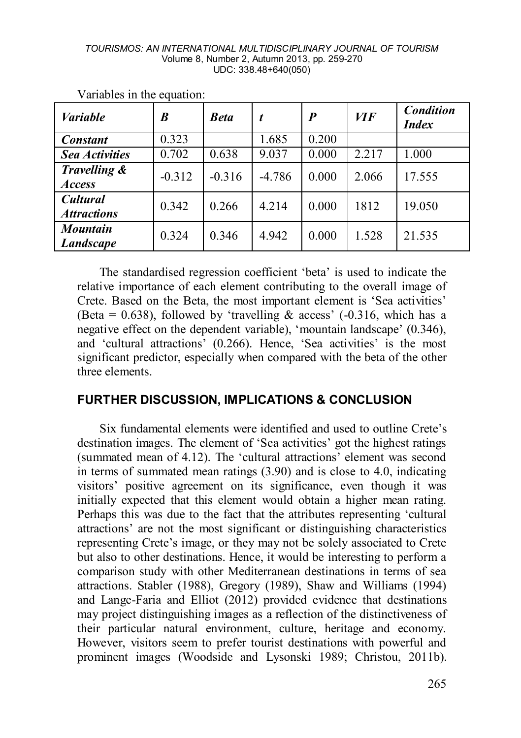Variables in the equation:

| *Variable* | *B* | *Beta* | *t* | *P* | *VIF* | *Condition Index* |
|---|---|---|---|---|---|---|
| ***Constant*** | 0.323 | | 1.685 | 0.200 | | |
| ***Sea Activities*** | 0.702 | 0.638 | 9.037 | 0.000 | 2.217 | 1.000 |
| ***Travelling & Access*** | -0.312 | -0.316 | -4.786 | 0.000 | 2.066 | 17.555 |
| ***Cultural Attractions*** | 0.342 | 0.266 | 4.214 | 0.000 | 1812 | 19.050 |
| ***Mountain Landscape*** | 0.324 | 0.346 | 4.942 | 0.000 | 1.528 | 21.535 |

The standardised regression coefficient 'beta' is used to indicate the relative importance of each element contributing to the overall image of Crete. Based on the Beta, the most important element is 'Sea activities' (Beta = 0.638), followed by 'travelling & access' (-0.316, which has a negative effect on the dependent variable), 'mountain landscape' (0.346), and 'cultural attractions' (0.266). Hence, 'Sea activities' is the most significant predictor, especially when compared with the beta of the other three elements.

## FURTHER DISCUSSION, IMPLICATIONS & CONCLUSION

Six fundamental elements were identified and used to outline Crete's destination images. The element of 'Sea activities' got the highest ratings (summated mean of 4.12). The 'cultural attractions' element was second in terms of summated mean ratings (3.90) and is close to 4.0, indicating visitors' positive agreement on its significance, even though it was initially expected that this element would obtain a higher mean rating. Perhaps this was due to the fact that the attributes representing 'cultural attractions' are not the most significant or distinguishing characteristics representing Crete's image, or they may not be solely associated to Crete but also to other destinations. Hence, it would be interesting to perform a comparison study with other Mediterranean destinations in terms of sea attractions. Stabler (1988), Gregory (1989), Shaw and Williams (1994) and Lange-Faria and Elliot (2012) provided evidence that destinations may project distinguishing images as a reflection of the distinctiveness of their particular natural environment, culture, heritage and economy. However, visitors seem to prefer tourist destinations with powerful and prominent images (Woodside and Lysonski 1989; Christou, 2011b).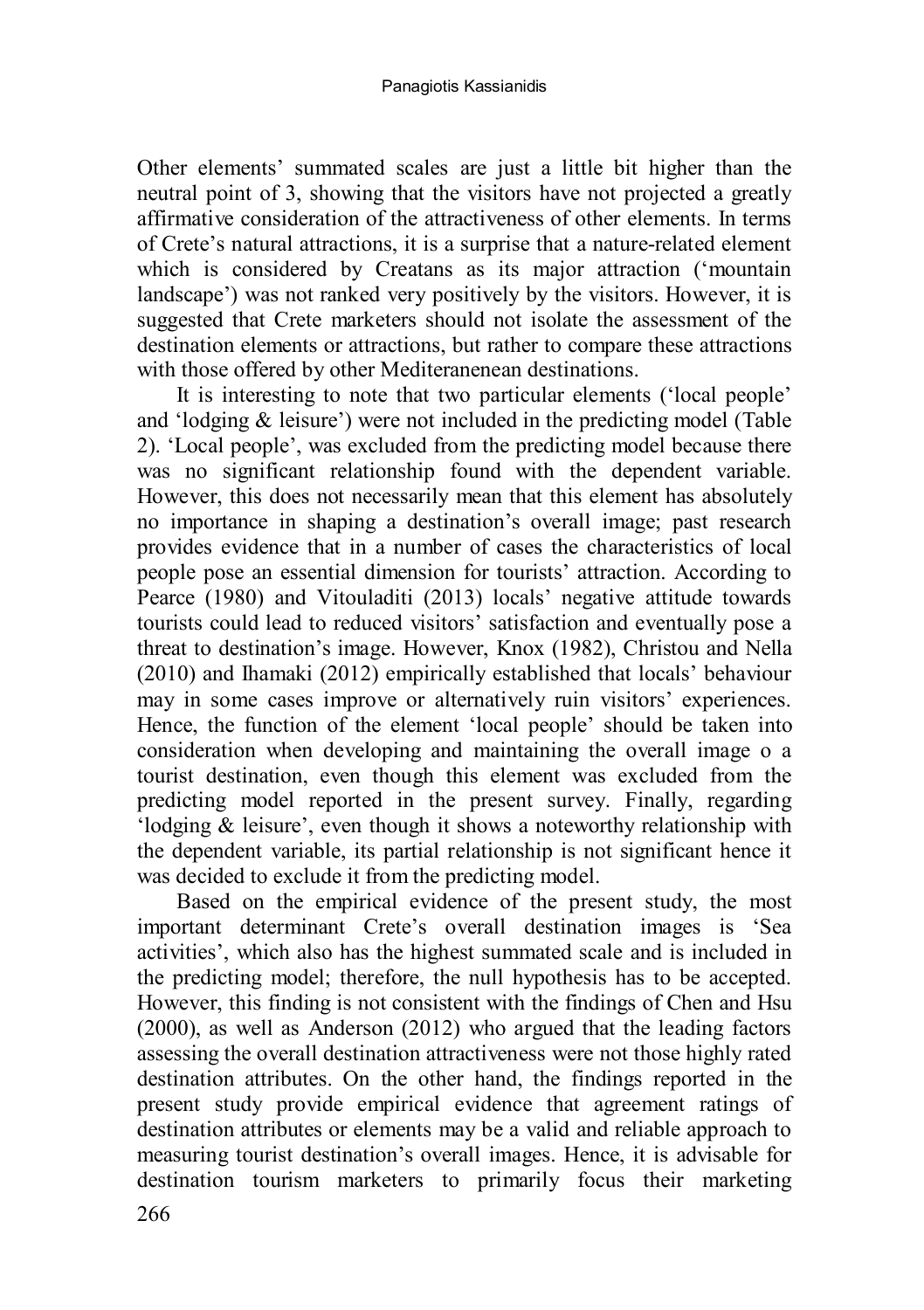Other elements' summated scales are just a little bit higher than the neutral point of 3, showing that the visitors have not projected a greatly affirmative consideration of the attractiveness of other elements. In terms of Crete's natural attractions, it is a surprise that a nature-related element which is considered by Creatans as its major attraction ('mountain landscape') was not ranked very positively by the visitors. However, it is suggested that Crete marketers should not isolate the assessment of the destination elements or attractions, but rather to compare these attractions with those offered by other Mediteranenean destinations.

It is interesting to note that two particular elements ('local people' and 'lodging & leisure') were not included in the predicting model (Table 2). 'Local people', was excluded from the predicting model because there was no significant relationship found with the dependent variable. However, this does not necessarily mean that this element has absolutely no importance in shaping a destination's overall image; past research provides evidence that in a number of cases the characteristics of local people pose an essential dimension for tourists' attraction. According to Pearce (1980) and Vitouladiti (2013) locals' negative attitude towards tourists could lead to reduced visitors' satisfaction and eventually pose a threat to destination's image. However, Knox (1982), Christou and Nella (2010) and Ihamaki (2012) empirically established that locals' behaviour may in some cases improve or alternatively ruin visitors' experiences. Hence, the function of the element 'local people' should be taken into consideration when developing and maintaining the overall image o a tourist destination, even though this element was excluded from the predicting model reported in the present survey. Finally, regarding 'lodging & leisure', even though it shows a noteworthy relationship with the dependent variable, its partial relationship is not significant hence it was decided to exclude it from the predicting model.

Based on the empirical evidence of the present study, the most important determinant Crete's overall destination images is 'Sea activities', which also has the highest summated scale and is included in the predicting model; therefore, the null hypothesis has to be accepted. However, this finding is not consistent with the findings of Chen and Hsu (2000), as well as Anderson (2012) who argued that the leading factors assessing the overall destination attractiveness were not those highly rated destination attributes. On the other hand, the findings reported in the present study provide empirical evidence that agreement ratings of destination attributes or elements may be a valid and reliable approach to measuring tourist destination's overall images. Hence, it is advisable for destination tourism marketers to primarily focus their marketing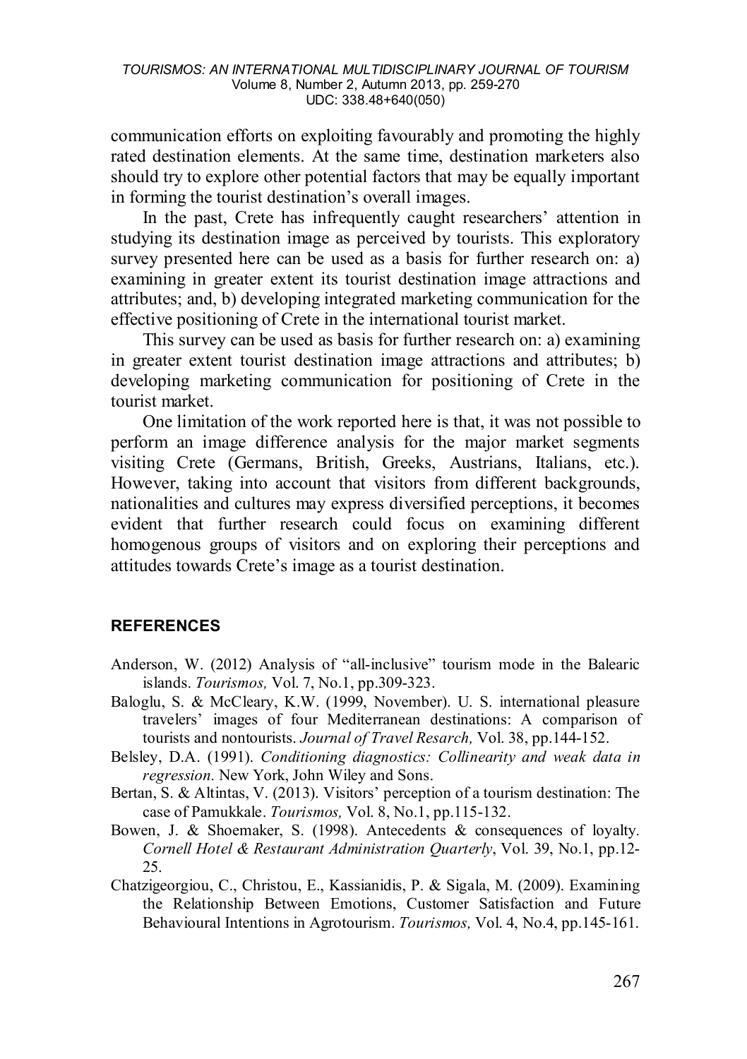communication efforts on exploiting favourably and promoting the highly rated destination elements. At the same time, destination marketers also should try to explore other potential factors that may be equally important in forming the tourist destination's overall images.

In the past, Crete has infrequently caught researchers' attention in studying its destination image as perceived by tourists. This exploratory survey presented here can be used as a basis for further research on: a) examining in greater extent its tourist destination image attractions and attributes; and, b) developing integrated marketing communication for the effective positioning of Crete in the international tourist market.

This survey can be used as basis for further research on: a) examining in greater extent tourist destination image attractions and attributes; b) developing marketing communication for positioning of Crete in the tourist market.

One limitation of the work reported here is that, it was not possible to perform an image difference analysis for the major market segments visiting Crete (Germans, British, Greeks, Austrians, Italians, etc.). However, taking into account that visitors from different backgrounds, nationalities and cultures may express diversified perceptions, it becomes evident that further research could focus on examining different homogenous groups of visitors and on exploring their perceptions and attitudes towards Crete's image as a tourist destination.

## REFERENCES

Anderson, W. (2012) Analysis of "all-inclusive" tourism mode in the Balearic islands. *Tourismos,* Vol. 7, No.1, pp.309-323.

Baloglu, S. & McCleary, K.W. (1999, November). U. S. international pleasure travelers' images of four Mediterranean destinations: A comparison of tourists and nontourists. *Journal of Travel Resarch,* Vol. 38, pp.144-152.

Belsley, D.A. (1991). *Conditioning diagnostics: Collinearity and weak data in regression.* New York, John Wiley and Sons.

Bertan, S. & Altintas, V. (2013). Visitors' perception of a tourism destination: The case of Pamukkale. *Tourismos,* Vol. 8, No.1, pp.115-132.

Bowen, J. & Shoemaker, S. (1998). Antecedents & consequences of loyalty. *Cornell Hotel & Restaurant Administration Quarterly*, Vol. 39, No.1, pp.12-25.

Chatzigeorgiou, C., Christou, E., Kassianidis, P. & Sigala, M. (2009). Examining the Relationship Between Emotions, Customer Satisfaction and Future Behavioural Intentions in Agrotourism. *Tourismos,* Vol. 4, No.4, pp.145-161.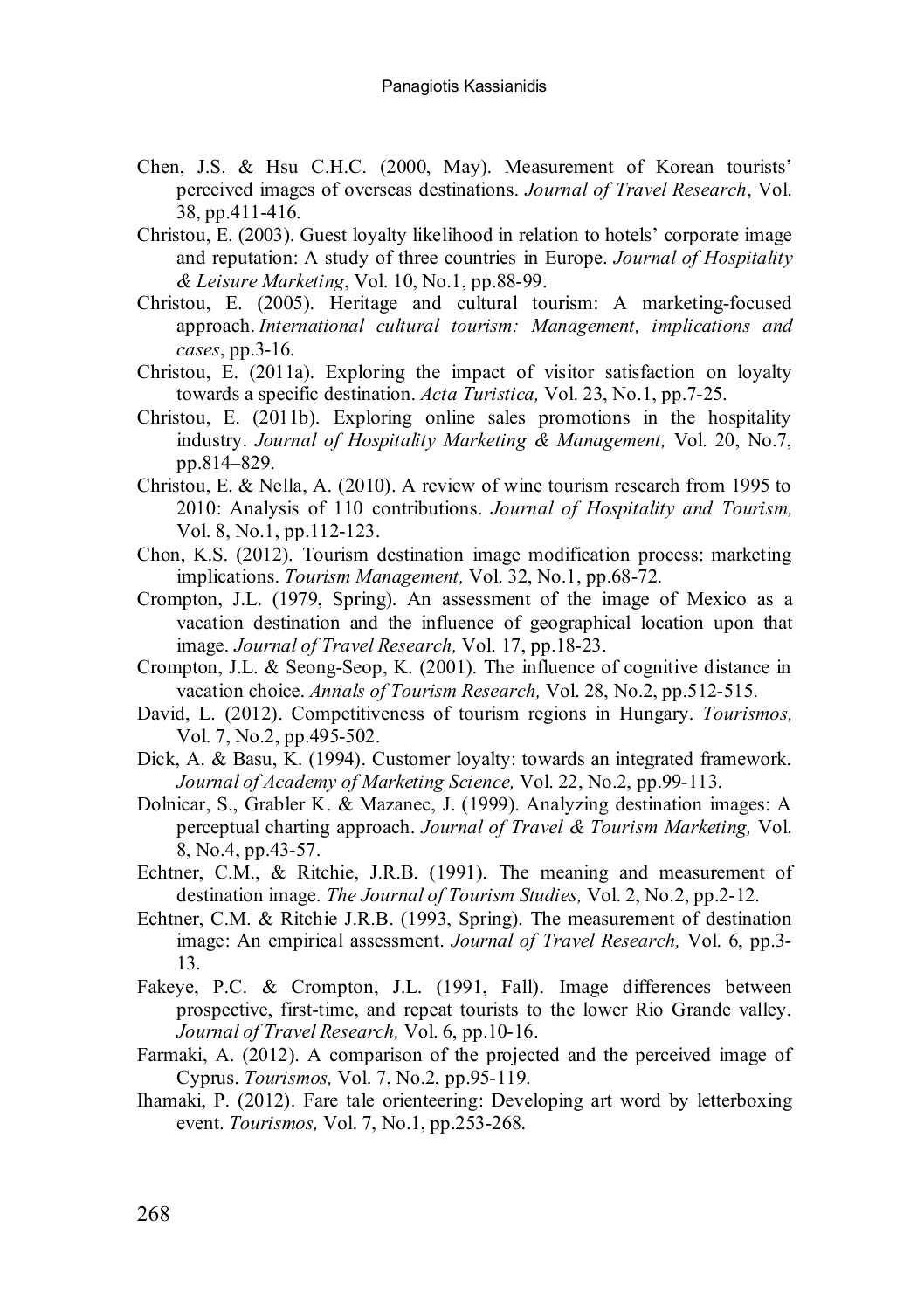Chen, J.S. & Hsu C.H.C. (2000, May). Measurement of Korean tourists' perceived images of overseas destinations. *Journal of Travel Research*, Vol. 38, pp.411-416.

Christou, E. (2003). Guest loyalty likelihood in relation to hotels' corporate image and reputation: A study of three countries in Europe. *Journal of Hospitality & Leisure Marketing*, Vol. 10, No.1, pp.88-99.

Christou, E. (2005). Heritage and cultural tourism: A marketing-focused approach. *International cultural tourism: Management, implications and cases*, pp.3-16.

Christou, E. (2011a). Exploring the impact of visitor satisfaction on loyalty towards a specific destination. *Acta Turistica,* Vol. 23, No.1, pp.7-25.

Christou, E. (2011b). Exploring online sales promotions in the hospitality industry. *Journal of Hospitality Marketing & Management,* Vol. 20, No.7, pp.814–829.

Christou, E. & Nella, A. (2010). A review of wine tourism research from 1995 to 2010: Analysis of 110 contributions. *Journal of Hospitality and Tourism,* Vol. 8, No.1, pp.112-123.

Chon, K.S. (2012). Tourism destination image modification process: marketing implications. *Tourism Management,* Vol. 32, No.1, pp.68-72.

Crompton, J.L. (1979, Spring). An assessment of the image of Mexico as a vacation destination and the influence of geographical location upon that image. *Journal of Travel Research,* Vol. 17, pp.18-23.

Crompton, J.L. & Seong-Seop, K. (2001). The influence of cognitive distance in vacation choice. *Annals of Tourism Research,* Vol. 28, No.2, pp.512-515.

David, L. (2012). Competitiveness of tourism regions in Hungary. *Tourismos,* Vol. 7, No.2, pp.495-502.

Dick, A. & Basu, K. (1994). Customer loyalty: towards an integrated framework. *Journal of Academy of Marketing Science,* Vol. 22, No.2, pp.99-113.

Dolnicar, S., Grabler K. & Mazanec, J. (1999). Analyzing destination images: A perceptual charting approach. *Journal of Travel & Tourism Marketing,* Vol. 8, No.4, pp.43-57.

Echtner, C.M., & Ritchie, J.R.B. (1991). The meaning and measurement of destination image. *The Journal of Tourism Studies,* Vol. 2, No.2, pp.2-12.

Echtner, C.M. & Ritchie J.R.B. (1993, Spring). The measurement of destination image: An empirical assessment. *Journal of Travel Research,* Vol. 6, pp.3-13.

Fakeye, P.C. & Crompton, J.L. (1991, Fall). Image differences between prospective, first-time, and repeat tourists to the lower Rio Grande valley. *Journal of Travel Research,* Vol. 6, pp.10-16.

Farmaki, A. (2012). A comparison of the projected and the perceived image of Cyprus. *Tourismos,* Vol. 7, No.2, pp.95-119.

Ihamaki, P. (2012). Fare tale orienteering: Developing art word by letterboxing event. *Tourismos,* Vol. 7, No.1, pp.253-268.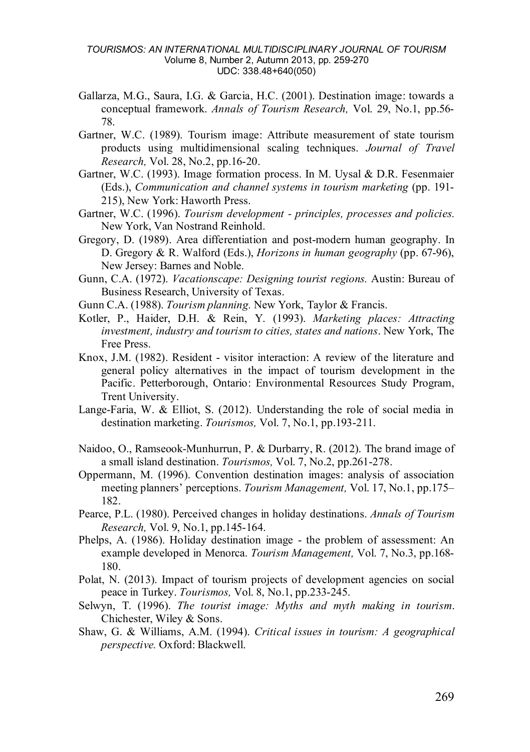Gallarza, M.G., Saura, I.G. & Garcia, H.C. (2001). Destination image: towards a conceptual framework. *Annals of Tourism Research,* Vol. 29, No.1, pp.56-78.

Gartner, W.C. (1989). Tourism image: Attribute measurement of state tourism products using multidimensional scaling techniques. *Journal of Travel Research,* Vol. 28, No.2, pp.16-20.

Gartner, W.C. (1993). Image formation process. In M. Uysal & D.R. Fesenmaier (Eds.), *Communication and channel systems in tourism marketing* (pp. 191-215), New York: Haworth Press.

Gartner, W.C. (1996). *Tourism development - principles, processes and policies.* New York, Van Nostrand Reinhold.

Gregory, D. (1989). Area differentiation and post-modern human geography. In D. Gregory & R. Walford (Eds.), *Horizons in human geography* (pp. 67-96), New Jersey: Barnes and Noble.

Gunn, C.A. (1972). *Vacationscape: Designing tourist regions.* Austin: Bureau of Business Research, University of Texas.

Gunn C.A. (1988). *Tourism planning.* New York, Taylor & Francis.

Kotler, P., Haider, D.H. & Rein, Y. (1993). *Marketing places: Attracting investment, industry and tourism to cities, states and nations*. New York, The Free Press.

Knox, J.M. (1982). Resident - visitor interaction: A review of the literature and general policy alternatives in the impact of tourism development in the Pacific. Petterborough, Ontario: Environmental Resources Study Program, Trent University.

Lange-Faria, W. & Elliot, S. (2012). Understanding the role of social media in destination marketing. *Tourismos,* Vol. 7, No.1, pp.193-211.

Naidoo, O., Ramseook-Munhurrun, P. & Durbarry, R. (2012). The brand image of a small island destination. *Tourismos,* Vol. 7, No.2, pp.261-278.

Oppermann, M. (1996). Convention destination images: analysis of association meeting planners' perceptions. *Tourism Management,* Vol. 17, No.1, pp.175–182.

Pearce, P.L. (1980). Perceived changes in holiday destinations. *Annals of Tourism Research,* Vol. 9, No.1, pp.145-164.

Phelps, A. (1986). Holiday destination image - the problem of assessment: An example developed in Menorca. *Tourism Management,* Vol. 7, No.3, pp.168-180.

Polat, N. (2013). Impact of tourism projects of development agencies on social peace in Turkey. *Tourismos,* Vol. 8, No.1, pp.233-245.

Selwyn, T. (1996). *The tourist image: Myths and myth making in tourism*. Chichester, Wiley & Sons.

Shaw, G. & Williams, A.M. (1994). *Critical issues in tourism: A geographical perspective.* Oxford: Blackwell.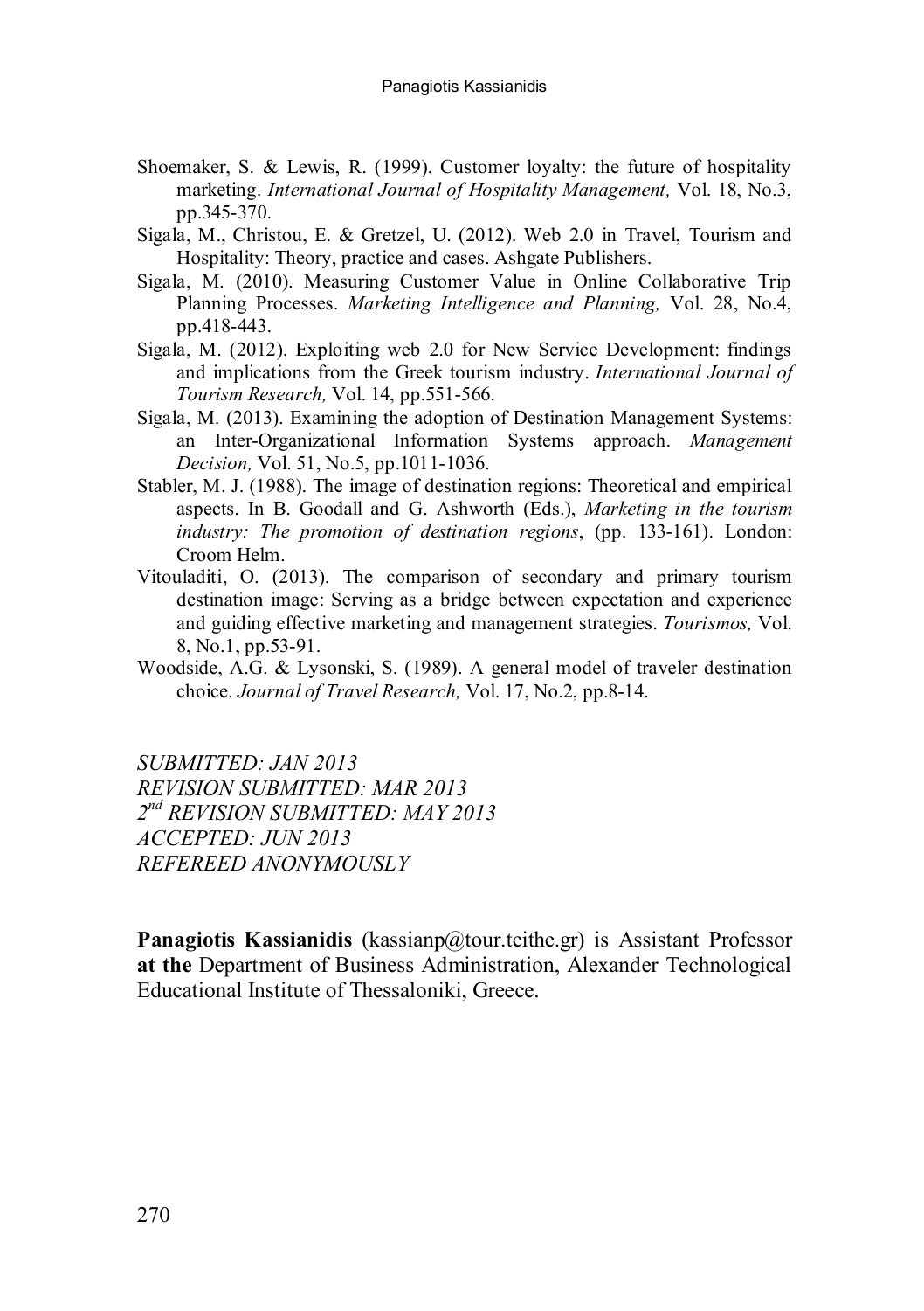Shoemaker, S. & Lewis, R. (1999). Customer loyalty: the future of hospitality marketing. *International Journal of Hospitality Management,* Vol. 18, No.3, pp.345-370.

Sigala, M., Christou, E. & Gretzel, U. (2012). Web 2.0 in Travel, Tourism and Hospitality: Theory, practice and cases. Ashgate Publishers.

Sigala, M. (2010). Measuring Customer Value in Online Collaborative Trip Planning Processes. *Marketing Intelligence and Planning,* Vol. 28, No.4, pp.418-443.

Sigala, M. (2012). Exploiting web 2.0 for New Service Development: findings and implications from the Greek tourism industry. *International Journal of Tourism Research,* Vol. 14, pp.551-566.

Sigala, M. (2013). Examining the adoption of Destination Management Systems: an Inter-Organizational Information Systems approach. *Management Decision,* Vol. 51, No.5, pp.1011-1036.

Stabler, M. J. (1988). The image of destination regions: Theoretical and empirical aspects. In B. Goodall and G. Ashworth (Eds.), *Marketing in the tourism industry: The promotion of destination regions*, (pp. 133-161). London: Croom Helm.

Vitouladiti, O. (2013). The comparison of secondary and primary tourism destination image: Serving as a bridge between expectation and experience and guiding effective marketing and management strategies. *Tourismos,* Vol. 8, No.1, pp.53-91.

Woodside, A.G. & Lysonski, S. (1989). A general model of traveler destination choice. *Journal of Travel Research,* Vol. 17, No.2, pp.8-14.

*SUBMITTED: JAN 2013*
*REVISION SUBMITTED: MAR 2013*
*2nd REVISION SUBMITTED: MAY 2013*
*ACCEPTED: JUN 2013*
*REFEREED ANONYMOUSLY*

**Panagiotis Kassianidis** (kassianp@tour.teithe.gr) is Assistant Professor **at the** Department of Business Administration, Alexander Technological Educational Institute of Thessaloniki, Greece.